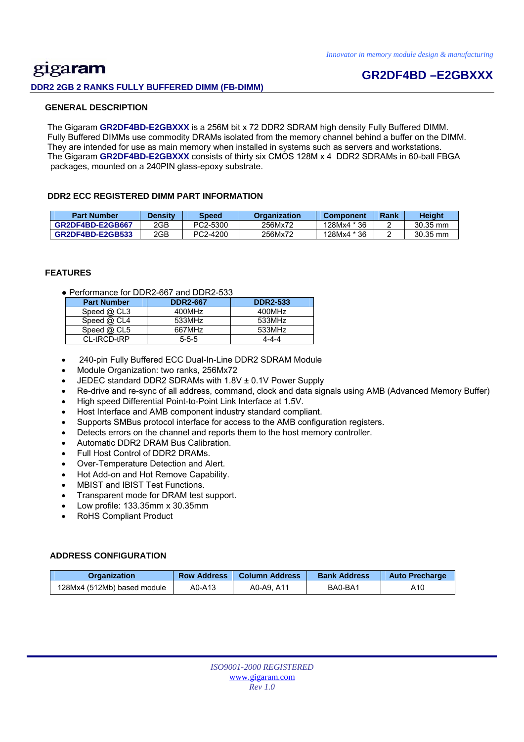*Innovator in memory module design & manufacturing*

gigaram

## GR2DF4BD –E2GBXXX

**DDR2 2GB 2 RANKS FULLY BUFFERED DIMM (FB-DIMM)**

### GENERAL DESCRIPTION

The Gigaram **GR2DF4BD-E2GBXXX** is a 256M bit x 72 DDR2 SDRAM high density Fully Buffered DIMM. Fully Buffered DIMMs use commodity DRAMs isolated from the memory channel behind a buffer on the DIMM. They are intended for use as main memory when installed in systems such as servers and workstations. The Gigaram **GR2DF4BD-E2GBXXX** consists of thirty six CMOS 128M x 4 DDR2 SDRAMs in 60-ball FBGA packages, mounted on a 240PIN glass-epoxy substrate.

### DDR2 ECC REGISTERED DIMM PART INFORMATION

| Part Number | Density | Speed | Organization | Component | Rank | Height |
|---|---|---|---|---|---|---|
| **GR2DF4BD-E2GB667** | 2GB | PC2-5300 | 256Mx72 | 128Mx4 * 36 | 2 | 30.35 mm |
| **GR2DF4BD-E2GB533** | 2GB | PC2-4200 | 256Mx72 | 128Mx4 * 36 | 2 | 30.35 mm |

### FEATURES

- Performance for DDR2-667 and DDR2-533

| Part Number | DDR2-667 | DDR2-533 |
|---|---|---|
| Speed @ CL3 | 400MHz | 400MHz |
| Speed @ CL4 | 533MHz | 533MHz |
| Speed @ CL5 | 667MHz | 533MHz |
| CL-tRCD-tRP | 5-5-5 | 4-4-4 |

- 240-pin Fully Buffered ECC Dual-In-Line DDR2 SDRAM Module
- Module Organization: two ranks, 256Mx72
- JEDEC standard DDR2 SDRAMs with 1.8V ± 0.1V Power Supply
- Re-drive and re-sync of all address, command, clock and data signals using AMB (Advanced Memory Buffer)
- High speed Differential Point-to-Point Link Interface at 1.5V.
- Host Interface and AMB component industry standard compliant.
- Supports SMBus protocol interface for access to the AMB configuration registers.
- Detects errors on the channel and reports them to the host memory controller.
- Automatic DDR2 DRAM Bus Calibration.
- Full Host Control of DDR2 DRAMs.
- Over-Temperature Detection and Alert.
- Hot Add-on and Hot Remove Capability.
- MBIST and IBIST Test Functions.
- Transparent mode for DRAM test support.
- Low profile: 133.35mm x 30.35mm
- RoHS Compliant Product

### ADDRESS CONFIGURATION

| Organization | Row Address | Column Address | Bank Address | Auto Precharge |
|---|---|---|---|---|
| 128Mx4 (512Mb) based module | A0-A13 | A0-A9, A11 | BA0-BA1 | A10 |

*ISO9001-2000 REGISTERED*
www.gigaram.com
*Rev 1.0*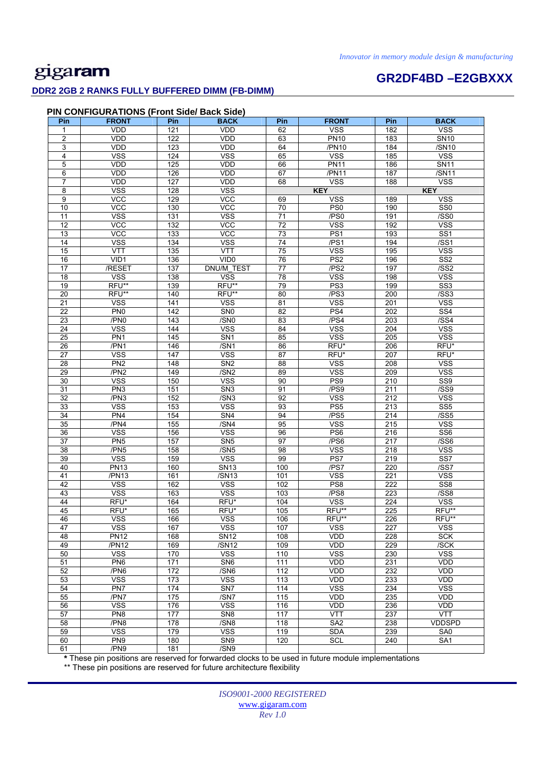# gigaram

## GR2DF4BD –E2GBXXX

### DDR2 2GB 2 RANKS FULLY BUFFERED DIMM (FB-DIMM)

### PIN CONFIGURATIONS (Front Side/ Back Side)

| Pin | FRONT | Pin | BACK | Pin | FRONT | Pin | BACK |
|---|---|---|---|---|---|---|---|
| 1 | VDD | 121 | VDD | 62 | VSS | 182 | VSS |
| 2 | VDD | 122 | VDD | 63 | PN10 | 183 | SN10 |
| 3 | VDD | 123 | VDD | 64 | /PN10 | 184 | /SN10 |
| 4 | VSS | 124 | VSS | 65 | VSS | 185 | VSS |
| 5 | VDD | 125 | VDD | 66 | PN11 | 186 | SN11 |
| 6 | VDD | 126 | VDD | 67 | /PN11 | 187 | /SN11 |
| 7 | VDD | 127 | VDD | 68 | VSS | 188 | VSS |
| 8 | VSS | 128 | VSS | KEY | | KEY | |
| 9 | VCC | 129 | VCC | 69 | VSS | 189 | VSS |
| 10 | VCC | 130 | VCC | 70 | PS0 | 190 | SS0 |
| 11 | VSS | 131 | VSS | 71 | /PS0 | 191 | /SS0 |
| 12 | VCC | 132 | VCC | 72 | VSS | 192 | VSS |
| 13 | VCC | 133 | VCC | 73 | PS1 | 193 | SS1 |
| 14 | VSS | 134 | VSS | 74 | /PS1 | 194 | /SS1 |
| 15 | VTT | 135 | VTT | 75 | VSS | 195 | VSS |
| 16 | VID1 | 136 | VID0 | 76 | PS2 | 196 | SS2 |
| 17 | /RESET | 137 | DNU/M_TEST | 77 | /PS2 | 197 | /SS2 |
| 18 | VSS | 138 | VSS | 78 | VSS | 198 | VSS |
| 19 | RFU** | 139 | RFU** | 79 | PS3 | 199 | SS3 |
| 20 | RFU** | 140 | RFU** | 80 | /PS3 | 200 | /SS3 |
| 21 | VSS | 141 | VSS | 81 | VSS | 201 | VSS |
| 22 | PN0 | 142 | SN0 | 82 | PS4 | 202 | SS4 |
| 23 | /PN0 | 143 | /SN0 | 83 | /PS4 | 203 | /SS4 |
| 24 | VSS | 144 | VSS | 84 | VSS | 204 | VSS |
| 25 | PN1 | 145 | SN1 | 85 | VSS | 205 | VSS |
| 26 | /PN1 | 146 | /SN1 | 86 | RFU* | 206 | RFU* |
| 27 | VSS | 147 | VSS | 87 | RFU* | 207 | RFU* |
| 28 | PN2 | 148 | SN2 | 88 | VSS | 208 | VSS |
| 29 | /PN2 | 149 | /SN2 | 89 | VSS | 209 | VSS |
| 30 | VSS | 150 | VSS | 90 | PS9 | 210 | SS9 |
| 31 | PN3 | 151 | SN3 | 91 | /PS9 | 211 | /SS9 |
| 32 | /PN3 | 152 | /SN3 | 92 | VSS | 212 | VSS |
| 33 | VSS | 153 | VSS | 93 | PS5 | 213 | SS5 |
| 34 | PN4 | 154 | SN4 | 94 | /PS5 | 214 | /SS5 |
| 35 | /PN4 | 155 | /SN4 | 95 | VSS | 215 | VSS |
| 36 | VSS | 156 | VSS | 96 | PS6 | 216 | SS6 |
| 37 | PN5 | 157 | SN5 | 97 | /PS6 | 217 | /SS6 |
| 38 | /PN5 | 158 | /SN5 | 98 | VSS | 218 | VSS |
| 39 | VSS | 159 | VSS | 99 | PS7 | 219 | SS7 |
| 40 | PN13 | 160 | SN13 | 100 | /PS7 | 220 | /SS7 |
| 41 | /PN13 | 161 | /SN13 | 101 | VSS | 221 | VSS |
| 42 | VSS | 162 | VSS | 102 | PS8 | 222 | SS8 |
| 43 | VSS | 163 | VSS | 103 | /PS8 | 223 | /SS8 |
| 44 | RFU* | 164 | RFU* | 104 | VSS | 224 | VSS |
| 45 | RFU* | 165 | RFU* | 105 | RFU** | 225 | RFU** |
| 46 | VSS | 166 | VSS | 106 | RFU** | 226 | RFU** |
| 47 | VSS | 167 | VSS | 107 | VSS | 227 | VSS |
| 48 | PN12 | 168 | SN12 | 108 | VDD | 228 | SCK |
| 49 | /PN12 | 169 | /SN12 | 109 | VDD | 229 | /SCK |
| 50 | VSS | 170 | VSS | 110 | VSS | 230 | VSS |
| 51 | PN6 | 171 | SN6 | 111 | VDD | 231 | VDD |
| 52 | /PN6 | 172 | /SN6 | 112 | VDD | 232 | VDD |
| 53 | VSS | 173 | VSS | 113 | VDD | 233 | VDD |
| 54 | PN7 | 174 | SN7 | 114 | VSS | 234 | VSS |
| 55 | /PN7 | 175 | /SN7 | 115 | VDD | 235 | VDD |
| 56 | VSS | 176 | VSS | 116 | VDD | 236 | VDD |
| 57 | PN8 | 177 | SN8 | 117 | VTT | 237 | VTT |
| 58 | /PN8 | 178 | /SN8 | 118 | SA2 | 238 | VDDSPD |
| 59 | VSS | 179 | VSS | 119 | SDA | 239 | SA0 |
| 60 | PN9 | 180 | SN9 | 120 | SCL | 240 | SA1 |
| 61 | /PN9 | 181 | /SN9 | | | | |

**\*** These pin positions are reserved for forwarded clocks to be used in future module implementations

** These pin positions are reserved for future architecture flexibility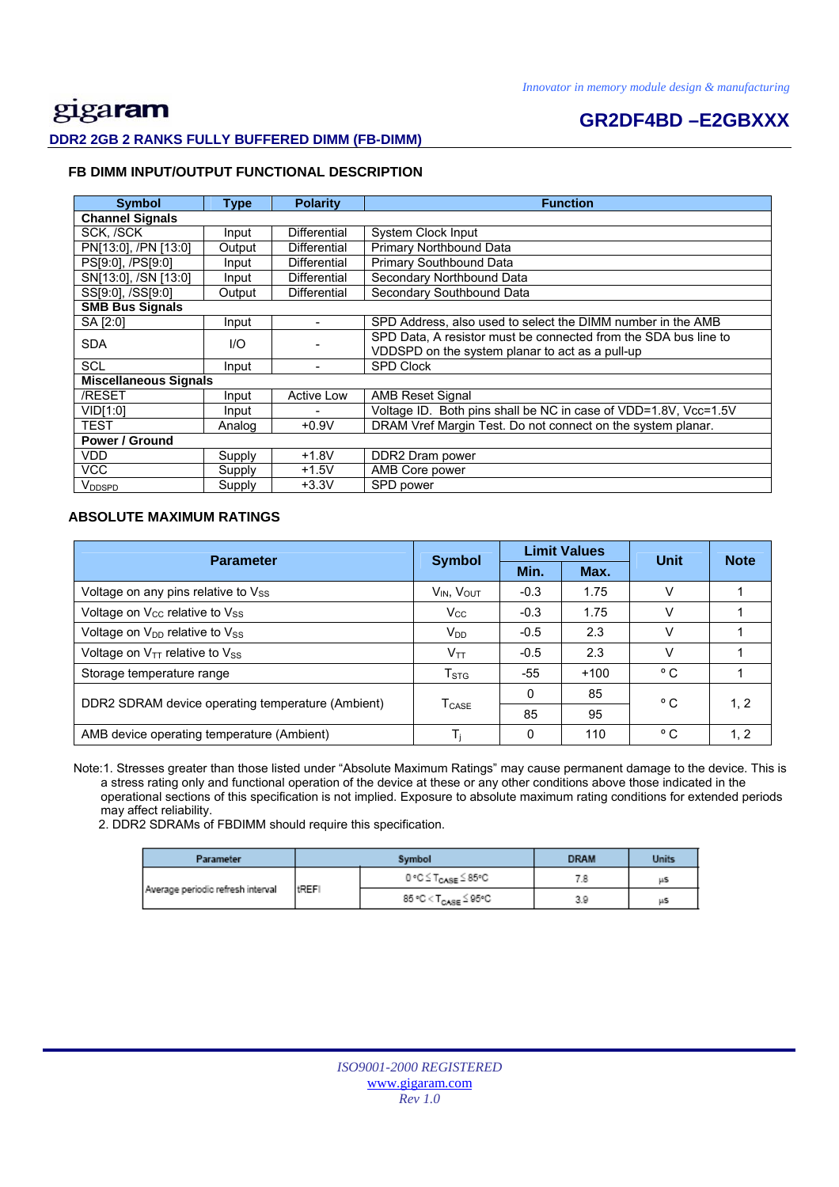# gigaram

## GR2DF4BD –E2GBXXX

**DDR2 2GB 2 RANKS FULLY BUFFERED DIMM (FB-DIMM)**

### FB DIMM INPUT/OUTPUT FUNCTIONAL DESCRIPTION

| Symbol | Type | Polarity | Function |
|---|---|---|---|
| **Channel Signals** | | | |
| SCK, /SCK | Input | Differential | System Clock Input |
| PN[13:0], /PN [13:0] | Output | Differential | Primary Northbound Data |
| PS[9:0], /PS[9:0] | Input | Differential | Primary Southbound Data |
| SN[13:0], /SN [13:0] | Input | Differential | Secondary Northbound Data |
| SS[9:0], /SS[9:0] | Output | Differential | Secondary Southbound Data |
| **SMB Bus Signals** | | | |
| SA [2:0] | Input | - | SPD Address, also used to select the DIMM number in the AMB |
| SDA | I/O | - | SPD Data, A resistor must be connected from the SDA bus line to VDDSPD on the system planar to act as a pull-up |
| SCL | Input | - | SPD Clock |
| **Miscellaneous Signals** | | | |
| /RESET | Input | Active Low | AMB Reset Signal |
| VID[1:0] | Input | - | Voltage ID. Both pins shall be NC in case of VDD=1.8V, Vcc=1.5V |
| TEST | Analog | +0.9V | DRAM Vref Margin Test. Do not connect on the system planar. |
| **Power / Ground** | | | |
| VDD | Supply | +1.8V | DDR2 Dram power |
| VCC | Supply | +1.5V | AMB Core power |
| $V_{DDSPD}$ | Supply | +3.3V | SPD power |

### ABSOLUTE MAXIMUM RATINGS

| Parameter | Symbol | Limit Values | | Unit | Note |
|---|---|---|---|---|---|
| | | Min. | Max. | | |
| Voltage on any pins relative to $V_{SS}$ | $V_{IN}$, $V_{OUT}$ | -0.3 | 1.75 | V | 1 |
| Voltage on $V_{CC}$ relative to $V_{SS}$ | $V_{CC}$ | -0.3 | 1.75 | V | 1 |
| Voltage on $V_{DD}$ relative to $V_{SS}$ | $V_{DD}$ | -0.5 | 2.3 | V | 1 |
| Voltage on $V_{TT}$ relative to $V_{SS}$ | $V_{TT}$ | -0.5 | 2.3 | V | 1 |
| Storage temperature range | $T_{STG}$ | -55 | +100 | °C | 1 |
| DDR2 SDRAM device operating temperature (Ambient) | $T_{CASE}$ | 0 | 85 | °C | 1, 2 |
| | | 85 | 95 | | |
| AMB device operating temperature (Ambient) | $T_j$ | 0 | 110 | °C | 1, 2 |

Note:1. Stresses greater than those listed under "Absolute Maximum Ratings" may cause permanent damage to the device. This is a stress rating only and functional operation of the device at these or any other conditions above those indicated in the operational sections of this specification is not implied. Exposure to absolute maximum rating conditions for extended periods may affect reliability.

2. DDR2 SDRAMs of FBDIMM should require this specification.

| Parameter | Symbol | | DRAM | Units |
|---|---|---|---|---|
| Average periodic refresh interval | tREFI | $0\,°C \le T_{CASE} \le 85\,°C$ | 7.8 | µs |
| | | $85\,°C < T_{CASE} \le 95\,°C$ | 3.9 | µs |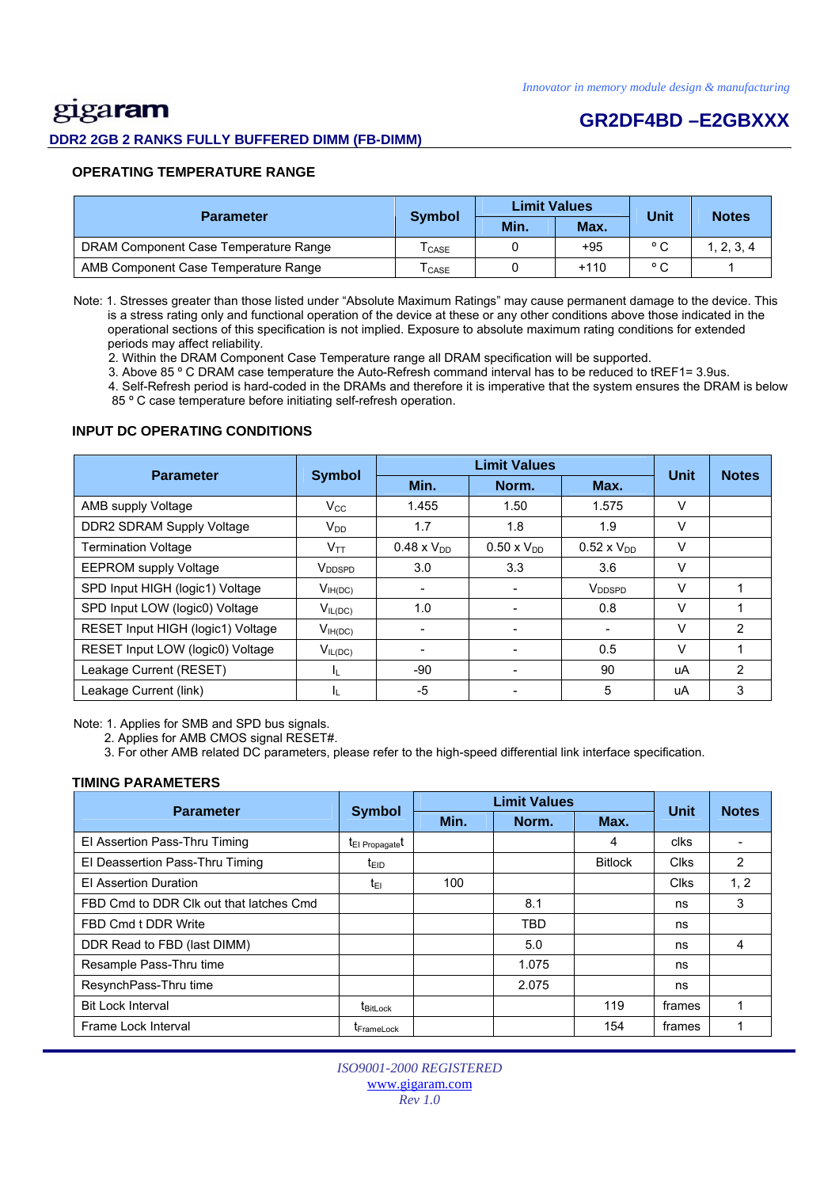## OPERATING TEMPERATURE RANGE

| Parameter | Symbol | Limit Values | | Unit | Notes |
|---|---|---|---|---|---|
| | | Min. | Max. | | |
| DRAM Component Case Temperature Range | $T_{CASE}$ | 0 | +95 | ° C | 1, 2, 3, 4 |
| AMB Component Case Temperature Range | $T_{CASE}$ | 0 | +110 | ° C | 1 |

Note: 1. Stresses greater than those listed under "Absolute Maximum Ratings" may cause permanent damage to the device. This is a stress rating only and functional operation of the device at these or any other conditions above those indicated in the operational sections of this specification is not implied. Exposure to absolute maximum rating conditions for extended periods may affect reliability.
2. Within the DRAM Component Case Temperature range all DRAM specification will be supported.
3. Above 85 ° C DRAM case temperature the Auto-Refresh command interval has to be reduced to tREF1= 3.9us.
4. Self-Refresh period is hard-coded in the DRAMs and therefore it is imperative that the system ensures the DRAM is below 85 ° C case temperature before initiating self-refresh operation.

## INPUT DC OPERATING CONDITIONS

| Parameter | Symbol | Limit Values | | | Unit | Notes |
|---|---|---|---|---|---|---|
| | | Min. | Norm. | Max. | | |
| AMB supply Voltage | $V_{CC}$ | 1.455 | 1.50 | 1.575 | V | |
| DDR2 SDRAM Supply Voltage | $V_{DD}$ | 1.7 | 1.8 | 1.9 | V | |
| Termination Voltage | $V_{TT}$ | 0.48 x $V_{DD}$ | 0.50 x $V_{DD}$ | 0.52 x $V_{DD}$ | V | |
| EEPROM supply Voltage | $V_{DDSPD}$ | 3.0 | 3.3 | 3.6 | V | |
| SPD Input HIGH (logic1) Voltage | $V_{IH(DC)}$ | - | - | $V_{DDSPD}$ | V | 1 |
| SPD Input LOW (logic0) Voltage | $V_{IL(DC)}$ | 1.0 | - | 0.8 | V | 1 |
| RESET Input HIGH (logic1) Voltage | $V_{IH(DC)}$ | - | - | - | V | 2 |
| RESET Input LOW (logic0) Voltage | $V_{IL(DC)}$ | - | - | 0.5 | V | 1 |
| Leakage Current (RESET) | $I_L$ | -90 | - | 90 | uA | 2 |
| Leakage Current (link) | $I_L$ | -5 | - | 5 | uA | 3 |

Note: 1. Applies for SMB and SPD bus signals.
2. Applies for AMB CMOS signal RESET#.
3. For other AMB related DC parameters, please refer to the high-speed differential link interface specification.

## TIMING PARAMETERS

| Parameter | Symbol | Limit Values | | | Unit | Notes |
|---|---|---|---|---|---|---|
| | | Min. | Norm. | Max. | | |
| EI Assertion Pass-Thru Timing | $t_{EI\ Propagate}t$ | | | 4 | clks | - |
| EI Deassertion Pass-Thru Timing | $t_{EID}$ | | | Bitlock | Clks | 2 |
| EI Assertion Duration | $t_{EI}$ | 100 | | | Clks | 1, 2 |
| FBD Cmd to DDR Clk out that latches Cmd | | | 8.1 | | ns | 3 |
| FBD Cmd t DDR Write | | | TBD | | ns | |
| DDR Read to FBD (last DIMM) | | | 5.0 | | ns | 4 |
| Resample Pass-Thru time | | | 1.075 | | ns | |
| ResynchPass-Thru time | | | 2.075 | | ns | |
| Bit Lock Interval | $t_{BitLock}$ | | | 119 | frames | 1 |
| Frame Lock Interval | $t_{FrameLock}$ | | | 154 | frames | 1 |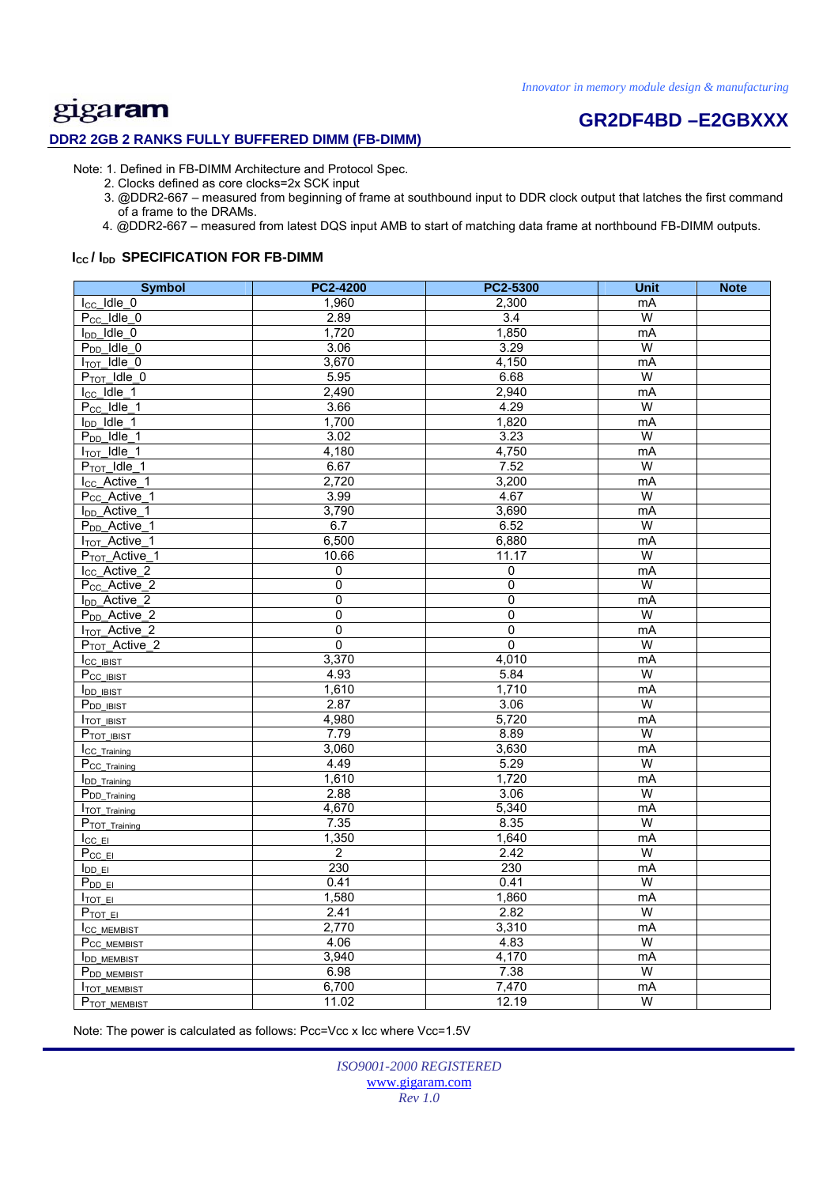Note: 1. Defined in FB-DIMM Architecture and Protocol Spec.

2. Clocks defined as core clocks=2x SCK input
3. @DDR2-667 – measured from beginning of frame at southbound input to DDR clock output that latches the first command of a frame to the DRAMs.
4. @DDR2-667 – measured from latest DQS input AMB to start of matching data frame at northbound FB-DIMM outputs.

### $I_{CC}$ / $I_{DD}$ SPECIFICATION FOR FB-DIMM

| Symbol | PC2-4200 | PC2-5300 | Unit | Note |
|---|---|---|---|---|
| $I_{CC}$_Idle_0 | 1,960 | 2,300 | mA | |
| $P_{CC}$_Idle_0 | 2.89 | 3.4 | W | |
| $I_{DD}$_Idle_0 | 1,720 | 1,850 | mA | |
| $P_{DD}$_Idle_0 | 3.06 | 3.29 | W | |
| $I_{TOT}$_Idle_0 | 3,670 | 4,150 | mA | |
| $P_{TOT}$_Idle_0 | 5.95 | 6.68 | W | |
| $I_{CC}$_Idle_1 | 2,490 | 2,940 | mA | |
| $P_{CC}$_Idle_1 | 3.66 | 4.29 | W | |
| $I_{DD}$_Idle_1 | 1,700 | 1,820 | mA | |
| $P_{DD}$_Idle_1 | 3.02 | 3.23 | W | |
| $I_{TOT}$_Idle_1 | 4,180 | 4,750 | mA | |
| $P_{TOT}$_Idle_1 | 6.67 | 7.52 | W | |
| $I_{CC}$_Active_1 | 2,720 | 3,200 | mA | |
| $P_{CC}$_Active_1 | 3.99 | 4.67 | W | |
| $I_{DD}$_Active_1 | 3,790 | 3,690 | mA | |
| $P_{DD}$_Active_1 | 6.7 | 6.52 | W | |
| $I_{TOT}$_Active_1 | 6,500 | 6,880 | mA | |
| $P_{TOT}$_Active_1 | 10.66 | 11.17 | W | |
| $I_{CC}$_Active_2 | 0 | 0 | mA | |
| $P_{CC}$_Active_2 | 0 | 0 | W | |
| $I_{DD}$_Active_2 | 0 | 0 | mA | |
| $P_{DD}$_Active_2 | 0 | 0 | W | |
| $I_{TOT}$_Active_2 | 0 | 0 | mA | |
| $P_{TOT}$_Active_2 | 0 | 0 | W | |
| $I_{CC\_IBIST}$ | 3,370 | 4,010 | mA | |
| $P_{CC\_IBIST}$ | 4.93 | 5.84 | W | |
| $I_{DD\_IBIST}$ | 1,610 | 1,710 | mA | |
| $P_{DD\_IBIST}$ | 2.87 | 3.06 | W | |
| $I_{TOT\_IBIST}$ | 4,980 | 5,720 | mA | |
| $P_{TOT\_IBIST}$ | 7.79 | 8.89 | W | |
| $I_{CC\_Training}$ | 3,060 | 3,630 | mA | |
| $P_{CC\_Training}$ | 4.49 | 5.29 | W | |
| $I_{DD\_Training}$ | 1,610 | 1,720 | mA | |
| $P_{DD\_Training}$ | 2.88 | 3.06 | W | |
| $I_{TOT\_Training}$ | 4,670 | 5,340 | mA | |
| $P_{TOT\_Training}$ | 7.35 | 8.35 | W | |
| $I_{CC\_EI}$ | 1,350 | 1,640 | mA | |
| $P_{CC\_EI}$ | 2 | 2.42 | W | |
| $I_{DD\_EI}$ | 230 | 230 | mA | |
| $P_{DD\_EI}$ | 0.41 | 0.41 | W | |
| $I_{TOT\_EI}$ | 1,580 | 1,860 | mA | |
| $P_{TOT\_EI}$ | 2.41 | 2.82 | W | |
| $I_{CC\_MEMBIST}$ | 2,770 | 3,310 | mA | |
| $P_{CC\_MEMBIST}$ | 4.06 | 4.83 | W | |
| $I_{DD\_MEMBIST}$ | 3,940 | 4,170 | mA | |
| $P_{DD\_MEMBIST}$ | 6.98 | 7.38 | W | |
| $I_{TOT\_MEMBIST}$ | 6,700 | 7,470 | mA | |
| $P_{TOT\_MEMBIST}$ | 11.02 | 12.19 | W | |

Note: The power is calculated as follows: Pcc=Vcc x Icc where Vcc=1.5V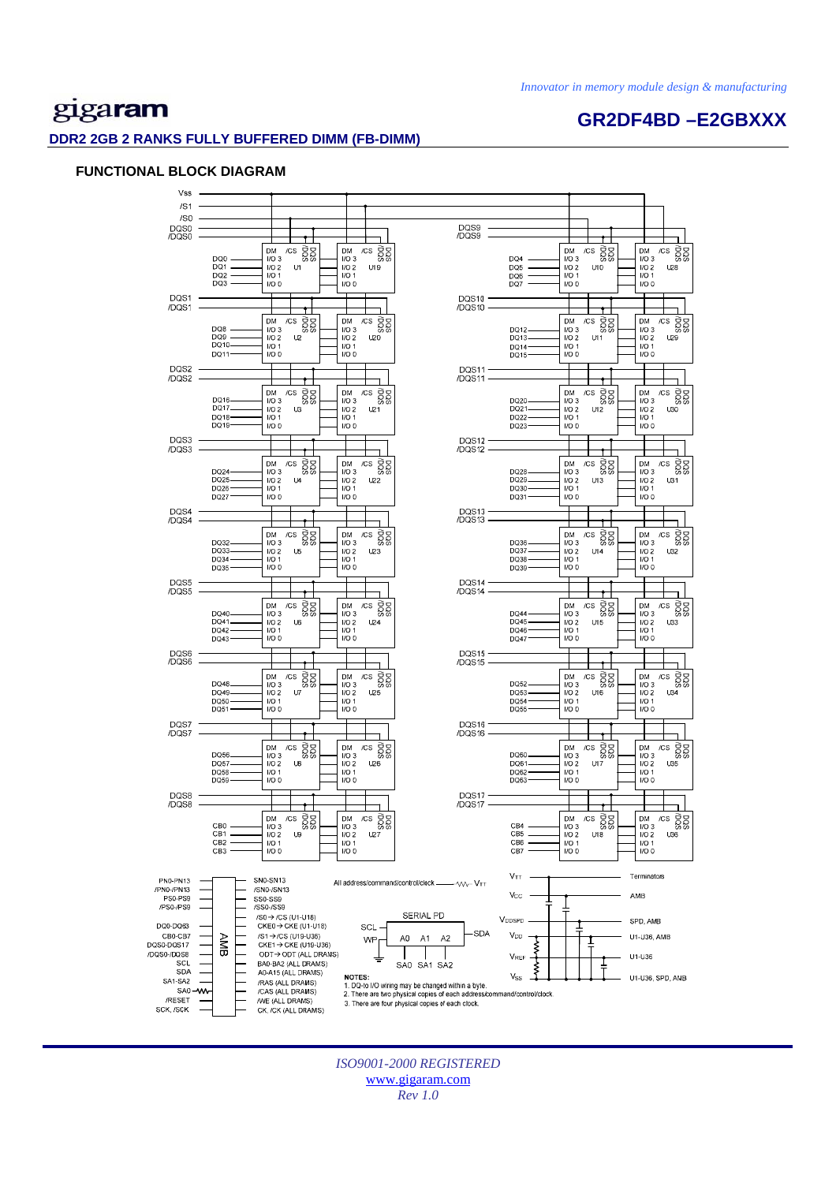# DDR2 2GB 2 RANKS FULLY BUFFERED DIMM (FB-DIMM)

## FUNCTIONAL BLOCK DIAGRAM

NOTES:
1. DQ-to I/O wiring may be changed within a byte.
2. There are two physical copies of each address/command/control/clock.
3. There are four physical copies of each clock.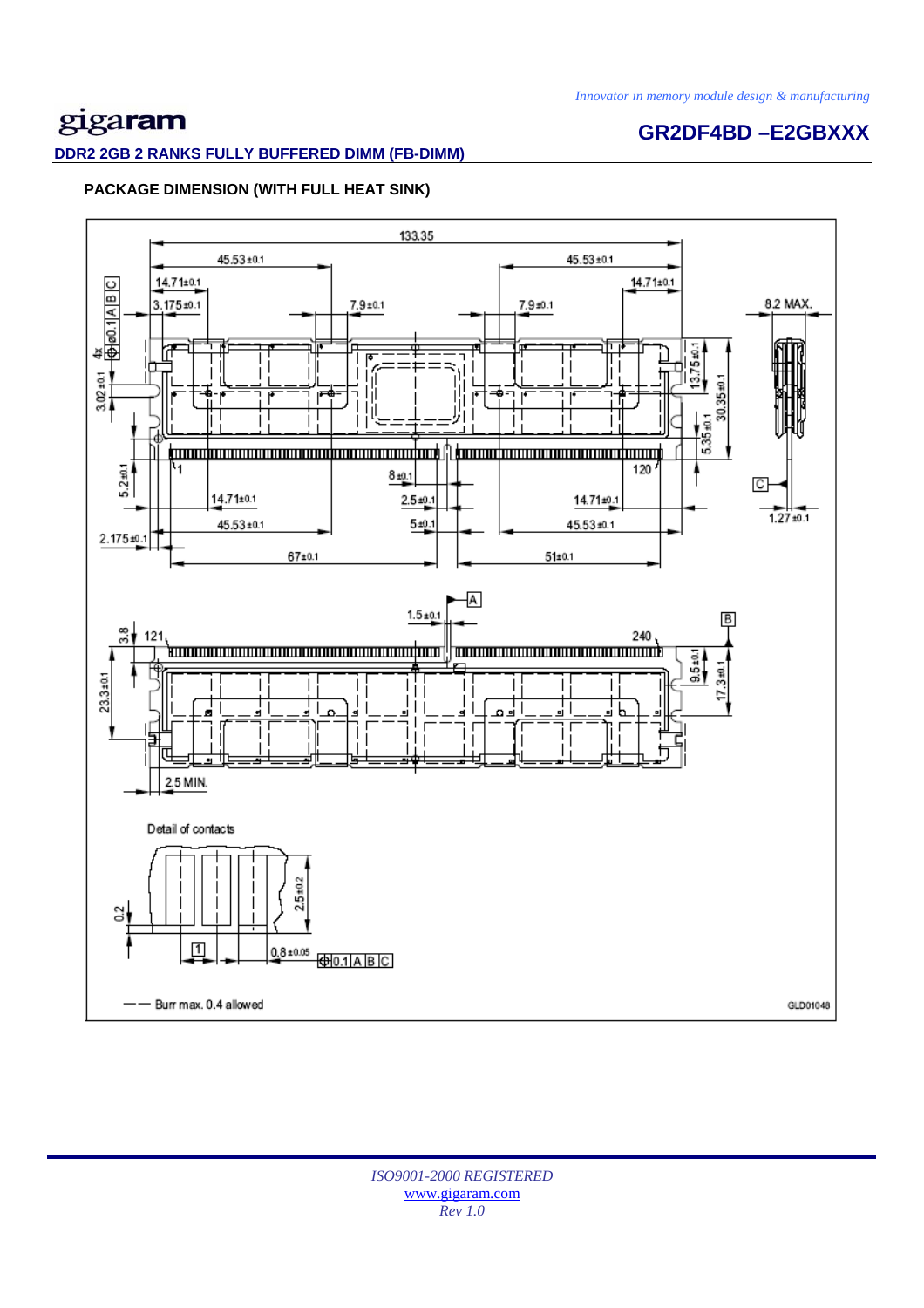## PACKAGE DIMENSION (WITH FULL HEAT SINK)

133.35
45.53±0.1
45.53±0.1
14.71±0.1
14.71±0.1
3.175±0.1
7.9±0.1
7.9±0.1
8.2 MAX.
4x ⌖ ø0.1 A B C
3.02±0.1
13.75±0.1
30.35±0.1
5.35±0.1
5.2±0.1
1
8±0.1
120
C
14.71±0.1
2.5±0.1
14.71±0.1
1.27±0.1
45.53±0.1
5±0.1
45.53±0.1
2.175±0.1
67±0.1
51±0.1
A
1.5±0.1
B
3.8
121
240
23.3±0.1
9.5±0.1
17.3±0.1
2.5 MIN.

Detail of contacts

0.2
2.5±0.2
1
0.8±0.05
⌖ 0.1 A B C

Burr max. 0.4 allowed

GLD01048